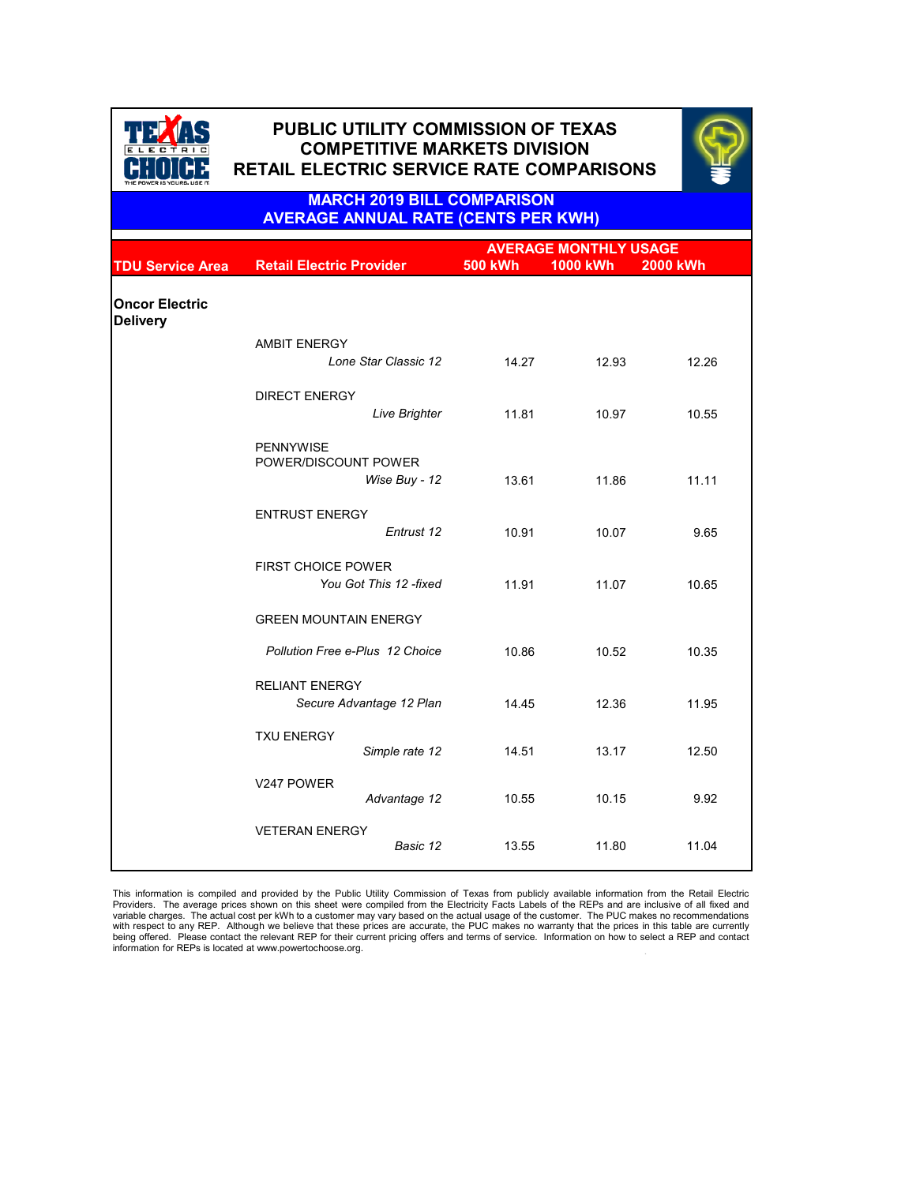# PUBLIC UTILITY COMMISSION OF TEXAS
# COMPETITIVE MARKETS DIVISION
# RETAIL ELECTRIC SERVICE RATE COMPARISONS

## MARCH 2019 BILL COMPARISON
## AVERAGE ANNUAL RATE (CENTS PER KWH)

| TDU Service Area | Retail Electric Provider | AVERAGE MONTHLY USAGE 500 kWh | 1000 kWh | 2000 kWh |
|---|---|---|---|---|
| **Oncor Electric Delivery** | | | | |
| | AMBIT ENERGY | | | |
| | *Lone Star Classic 12* | 14.27 | 12.93 | 12.26 |
| | DIRECT ENERGY | | | |
| | *Live Brighter* | 11.81 | 10.97 | 10.55 |
| | PENNYWISE POWER/DISCOUNT POWER | | | |
| | *Wise Buy - 12* | 13.61 | 11.86 | 11.11 |
| | ENTRUST ENERGY | | | |
| | *Entrust 12* | 10.91 | 10.07 | 9.65 |
| | FIRST CHOICE POWER | | | |
| | *You Got This 12 -fixed* | 11.91 | 11.07 | 10.65 |
| | GREEN MOUNTAIN ENERGY | | | |
| | *Pollution Free e-Plus 12 Choice* | 10.86 | 10.52 | 10.35 |
| | RELIANT ENERGY | | | |
| | *Secure Advantage 12 Plan* | 14.45 | 12.36 | 11.95 |
| | TXU ENERGY | | | |
| | *Simple rate 12* | 14.51 | 13.17 | 12.50 |
| | V247 POWER | | | |
| | *Advantage 12* | 10.55 | 10.15 | 9.92 |
| | VETERAN ENERGY | | | |
| | *Basic 12* | 13.55 | 11.80 | 11.04 |

This information is compiled and provided by the Public Utility Commission of Texas from publicly available information from the Retail Electric Providers. The average prices shown on this sheet were compiled from the Electricity Facts Labels of the REPs and are inclusive of all fixed and variable charges. The actual cost per kWh to a customer may vary based on the actual usage of the customer. The PUC makes no recommendations with respect to any REP. Although we believe that these prices are accurate, the PUC makes no warranty that the prices in this table are currently being offered. Please contact the relevant REP for their current pricing offers and terms of service. Information on how to select a REP and contact information for REPs is located at www.powertochoose.org.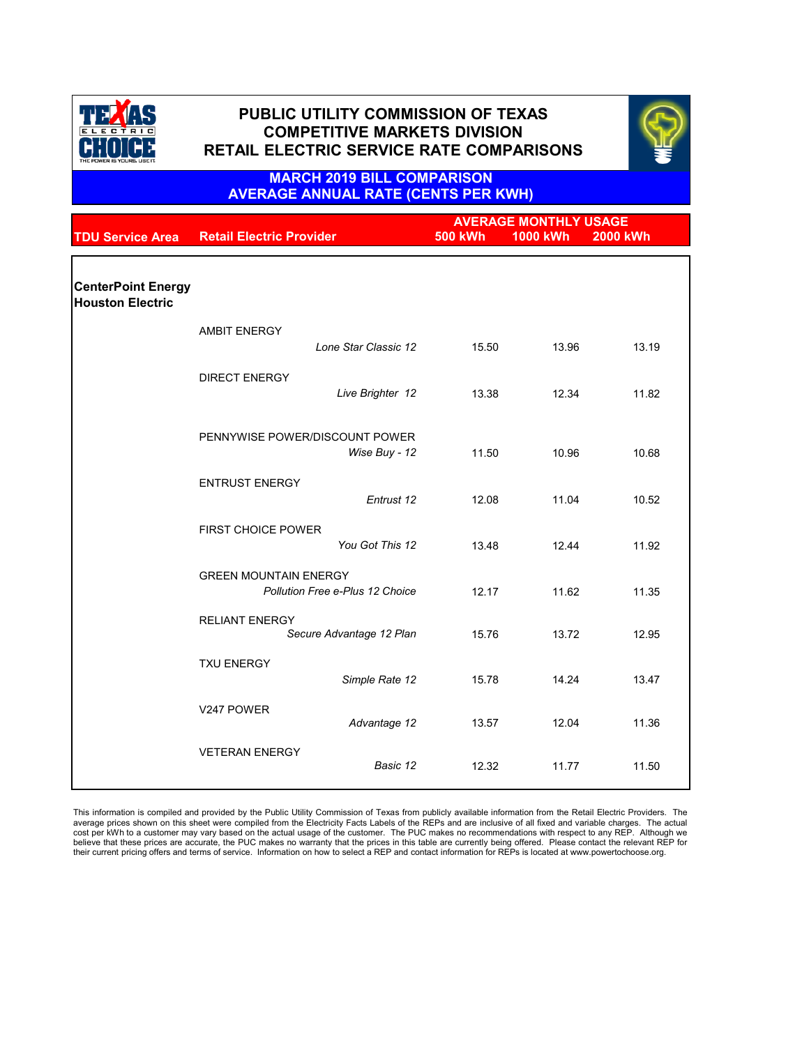# PUBLIC UTILITY COMMISSION OF TEXAS
## COMPETITIVE MARKETS DIVISION
## RETAIL ELECTRIC SERVICE RATE COMPARISONS

### MARCH 2019 BILL COMPARISON
### AVERAGE ANNUAL RATE (CENTS PER KWH)

| TDU Service Area | Retail Electric Provider | Plan | AVERAGE MONTHLY USAGE 500 kWh | 1000 kWh | 2000 kWh |
|---|---|---|---|---|---|
| **CenterPoint Energy Houston Electric** | | | | | |
| | AMBIT ENERGY | *Lone Star Classic 12* | 15.50 | 13.96 | 13.19 |
| | DIRECT ENERGY | *Live Brighter 12* | 13.38 | 12.34 | 11.82 |
| | PENNYWISE POWER/DISCOUNT POWER | *Wise Buy - 12* | 11.50 | 10.96 | 10.68 |
| | ENTRUST ENERGY | *Entrust 12* | 12.08 | 11.04 | 10.52 |
| | FIRST CHOICE POWER | *You Got This 12* | 13.48 | 12.44 | 11.92 |
| | GREEN MOUNTAIN ENERGY | *Pollution Free e-Plus 12 Choice* | 12.17 | 11.62 | 11.35 |
| | RELIANT ENERGY | *Secure Advantage 12 Plan* | 15.76 | 13.72 | 12.95 |
| | TXU ENERGY | *Simple Rate 12* | 15.78 | 14.24 | 13.47 |
| | V247 POWER | *Advantage 12* | 13.57 | 12.04 | 11.36 |
| | VETERAN ENERGY | *Basic 12* | 12.32 | 11.77 | 11.50 |

This information is compiled and provided by the Public Utility Commission of Texas from publicly available information from the Retail Electric Providers. The average prices shown on this sheet were compiled from the Electricity Facts Labels of the REPs and are inclusive of all fixed and variable charges. The actual cost per kWh to a customer may vary based on the actual usage of the customer. The PUC makes no recommendations with respect to any REP. Although we believe that these prices are accurate, the PUC makes no warranty that the prices in this table are currently being offered. Please contact the relevant REP for their current pricing offers and terms of service. Information on how to select a REP and contact information for REPs is located at www.powertochoose.org.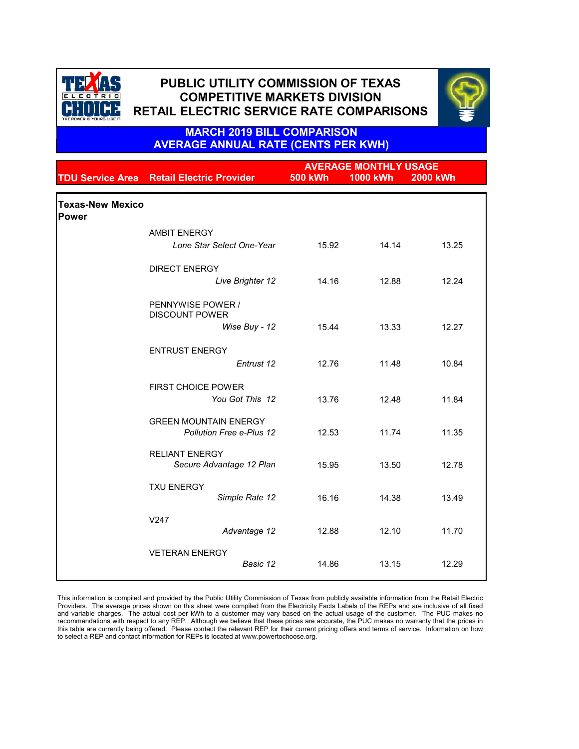# PUBLIC UTILITY COMMISSION OF TEXAS
## COMPETITIVE MARKETS DIVISION
## RETAIL ELECTRIC SERVICE RATE COMPARISONS

### MARCH 2019 BILL COMPARISON
### AVERAGE ANNUAL RATE (CENTS PER KWH)

| TDU Service Area | Retail Electric Provider | AVERAGE MONTHLY USAGE 500 kWh | 1000 kWh | 2000 kWh |
|---|---|---|---|---|
| **Texas-New Mexico Power** | | | | |
| | AMBIT ENERGY *Lone Star Select One-Year* | 15.92 | 14.14 | 13.25 |
| | DIRECT ENERGY *Live Brighter 12* | 14.16 | 12.88 | 12.24 |
| | PENNYWISE POWER / DISCOUNT POWER *Wise Buy - 12* | 15.44 | 13.33 | 12.27 |
| | ENTRUST ENERGY *Entrust 12* | 12.76 | 11.48 | 10.84 |
| | FIRST CHOICE POWER *You Got This 12* | 13.76 | 12.48 | 11.84 |
| | GREEN MOUNTAIN ENERGY *Pollution Free e-Plus 12* | 12.53 | 11.74 | 11.35 |
| | RELIANT ENERGY *Secure Advantage 12 Plan* | 15.95 | 13.50 | 12.78 |
| | TXU ENERGY *Simple Rate 12* | 16.16 | 14.38 | 13.49 |
| | V247 *Advantage 12* | 12.88 | 12.10 | 11.70 |
| | VETERAN ENERGY *Basic 12* | 14.86 | 13.15 | 12.29 |

This information is compiled and provided by the Public Utility Commission of Texas from publicly available information from the Retail Electric Providers. The average prices shown on this sheet were compiled from the Electricity Facts Labels of the REPs and are inclusive of all fixed and variable charges. The actual cost per kWh to a customer may vary based on the actual usage of the customer. The PUC makes no recommendations with respect to any REP. Although we believe that these prices are accurate, the PUC makes no warranty that the prices in this table are currently being offered. Please contact the relevant REP for their current pricing offers and terms of service. Information on how to select a REP and contact information for REPs is located at www.powertochoose.org.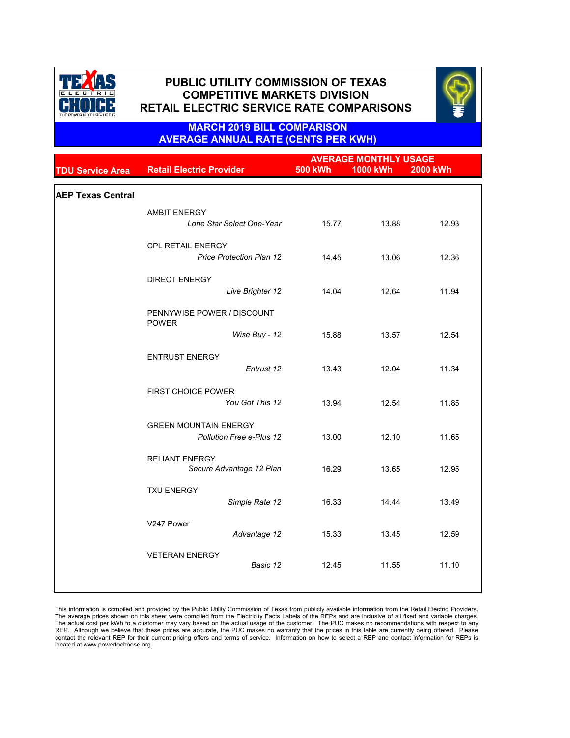# PUBLIC UTILITY COMMISSION OF TEXAS
# COMPETITIVE MARKETS DIVISION
# RETAIL ELECTRIC SERVICE RATE COMPARISONS

## MARCH 2019 BILL COMPARISON
## AVERAGE ANNUAL RATE (CENTS PER KWH)

| TDU Service Area | Retail Electric Provider | AVERAGE MONTHLY USAGE 500 kWh | 1000 kWh | 2000 kWh |
|---|---|---|---|---|
| **AEP Texas Central** | | | | |
| | AMBIT ENERGY | | | |
| | *Lone Star Select One-Year* | 15.77 | 13.88 | 12.93 |
| | CPL RETAIL ENERGY | | | |
| | *Price Protection Plan 12* | 14.45 | 13.06 | 12.36 |
| | DIRECT ENERGY | | | |
| | *Live Brighter 12* | 14.04 | 12.64 | 11.94 |
| | PENNYWISE POWER / DISCOUNT POWER | | | |
| | *Wise Buy - 12* | 15.88 | 13.57 | 12.54 |
| | ENTRUST ENERGY | | | |
| | *Entrust 12* | 13.43 | 12.04 | 11.34 |
| | FIRST CHOICE POWER | | | |
| | *You Got This 12* | 13.94 | 12.54 | 11.85 |
| | GREEN MOUNTAIN ENERGY | | | |
| | *Pollution Free e-Plus 12* | 13.00 | 12.10 | 11.65 |
| | RELIANT ENERGY | | | |
| | *Secure Advantage 12 Plan* | 16.29 | 13.65 | 12.95 |
| | TXU ENERGY | | | |
| | *Simple Rate 12* | 16.33 | 14.44 | 13.49 |
| | V247 Power | | | |
| | *Advantage 12* | 15.33 | 13.45 | 12.59 |
| | VETERAN ENERGY | | | |
| | *Basic 12* | 12.45 | 11.55 | 11.10 |

This information is compiled and provided by the Public Utility Commission of Texas from publicly available information from the Retail Electric Providers. The average prices shown on this sheet were compiled from the Electricity Facts Labels of the REPs and are inclusive of all fixed and variable charges. The actual cost per kWh to a customer may vary based on the actual usage of the customer. The PUC makes no recommendations with respect to any REP. Although we believe that these prices are accurate, the PUC makes no warranty that the prices in this table are currently being offered. Please contact the relevant REP for their current pricing offers and terms of service. Information on how to select a REP and contact information for REPs is located at www.powertochoose.org.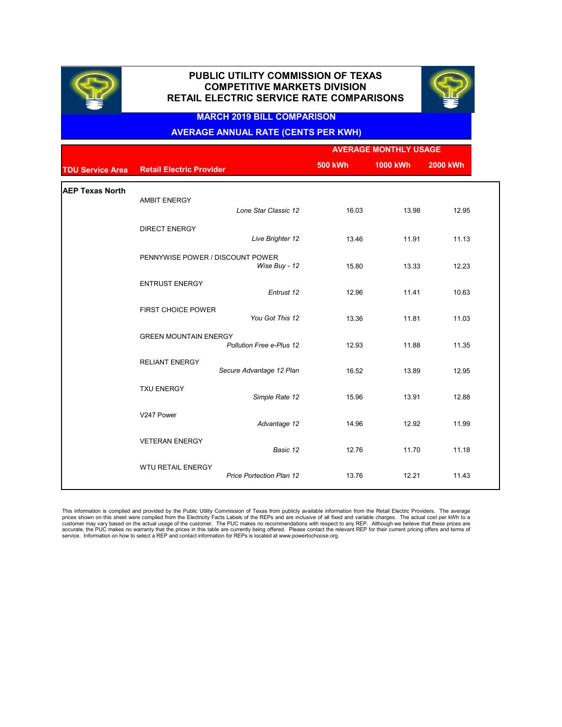# PUBLIC UTILITY COMMISSION OF TEXAS
## COMPETITIVE MARKETS DIVISION
## RETAIL ELECTRIC SERVICE RATE COMPARISONS

### MARCH 2019 BILL COMPARISON

### AVERAGE ANNUAL RATE (CENTS PER KWH)

| TDU Service Area | Retail Electric Provider | | AVERAGE MONTHLY USAGE | | |
|---|---|---|---|---|---|
| | | | 500 kWh | 1000 kWh | 2000 kWh |
| **AEP Texas North** | | | | | |
| | AMBIT ENERGY | *Lone Star Classic 12* | 16.03 | 13.98 | 12.95 |
| | DIRECT ENERGY | *Live Brighter 12* | 13.46 | 11.91 | 11.13 |
| | PENNYWISE POWER / DISCOUNT POWER | *Wise Buy - 12* | 15.80 | 13.33 | 12.23 |
| | ENTRUST ENERGY | *Entrust 12* | 12.96 | 11.41 | 10.63 |
| | FIRST CHOICE POWER | *You Got This 12* | 13.36 | 11.81 | 11.03 |
| | GREEN MOUNTAIN ENERGY | *Pollution Free e-Plus 12* | 12.93 | 11.88 | 11.35 |
| | RELIANT ENERGY | *Secure Advantage 12 Plan* | 16.52 | 13.89 | 12.95 |
| | TXU ENERGY | *Simple Rate 12* | 15.96 | 13.91 | 12.88 |
| | V247 Power | *Advantage 12* | 14.96 | 12.92 | 11.99 |
| | VETERAN ENERGY | *Basic 12* | 12.76 | 11.70 | 11.18 |
| | WTU RETAIL ENERGY | *Price Portection Plan 12* | 13.76 | 12.21 | 11.43 |

This information is compiled and provided by the Public Utility Commission of Texas from publicly available information from the Retail Electric Providers. The average prices shown on this sheet were compiled from the Electricity Facts Labels of the REPs and are inclusive of all fixed and variable charges. The actual cost per kWh to a customer may vary based on the actual usage of the customer. The PUC makes no recommendations with respect to any REP. Although we believe that these prices are accurate, the PUC makes no warranty that the prices in this table are currently being offered. Please contact the relevant REP for their current pricing offers and terms of service. Information on how to select a REP and contact information for REPs is located at www.powertochoose.org.